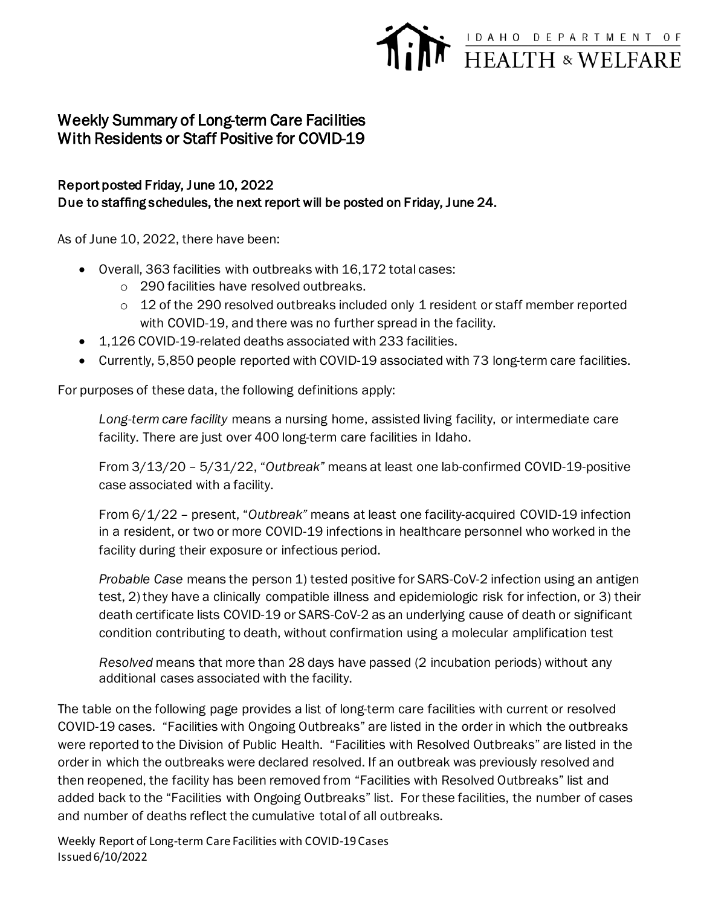IDAHO DEPARTMENT OF HEALTH & WELFARE

# Weekly Summary of Long-term Care Facilities With Residents or Staff Positive for COVID-19

### Report posted Friday, June 10, 2022
### Due to staffing schedules, the next report will be posted on Friday, June 24.

As of June 10, 2022, there have been:

- Overall, 363 facilities with outbreaks with 16,172 total cases:
  - 290 facilities have resolved outbreaks.
  - 12 of the 290 resolved outbreaks included only 1 resident or staff member reported with COVID-19, and there was no further spread in the facility.
- 1,126 COVID-19-related deaths associated with 233 facilities.
- Currently, 5,850 people reported with COVID-19 associated with 73 long-term care facilities.

For purposes of these data, the following definitions apply:

> *Long-term care facility* means a nursing home, assisted living facility, or intermediate care facility. There are just over 400 long-term care facilities in Idaho.
>
> From 3/13/20 – 5/31/22, "*Outbreak*" means at least one lab-confirmed COVID-19-positive case associated with a facility.
>
> From 6/1/22 – present, "*Outbreak*" means at least one facility-acquired COVID-19 infection in a resident, or two or more COVID-19 infections in healthcare personnel who worked in the facility during their exposure or infectious period.
>
> *Probable Case* means the person 1) tested positive for SARS-CoV-2 infection using an antigen test, 2) they have a clinically compatible illness and epidemiologic risk for infection, or 3) their death certificate lists COVID-19 or SARS-CoV-2 as an underlying cause of death or significant condition contributing to death, without confirmation using a molecular amplification test
>
> *Resolved* means that more than 28 days have passed (2 incubation periods) without any additional cases associated with the facility.

The table on the following page provides a list of long-term care facilities with current or resolved COVID-19 cases. "Facilities with Ongoing Outbreaks" are listed in the order in which the outbreaks were reported to the Division of Public Health. "Facilities with Resolved Outbreaks" are listed in the order in which the outbreaks were declared resolved. If an outbreak was previously resolved and then reopened, the facility has been removed from "Facilities with Resolved Outbreaks" list and added back to the "Facilities with Ongoing Outbreaks" list. For these facilities, the number of cases and number of deaths reflect the cumulative total of all outbreaks.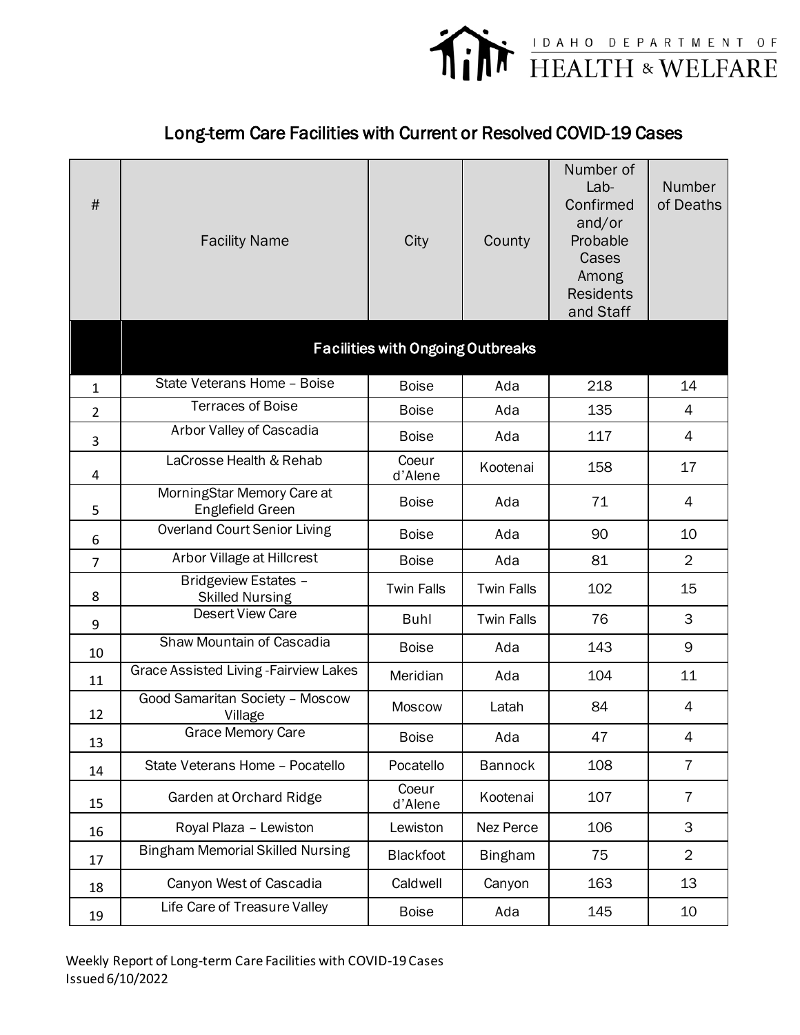IDAHO DEPARTMENT OF HEALTH & WELFARE

## Long-term Care Facilities with Current or Resolved COVID-19 Cases

| # | Facility Name | City | County | Number of Lab-Confirmed and/or Probable Cases Among Residents and Staff | Number of Deaths |
|---|---|---|---|---|---|
| | **Facilities with Ongoing Outbreaks** | | | | |
| 1 | State Veterans Home – Boise | Boise | Ada | 218 | 14 |
| 2 | Terraces of Boise | Boise | Ada | 135 | 4 |
| 3 | Arbor Valley of Cascadia | Boise | Ada | 117 | 4 |
| 4 | LaCrosse Health & Rehab | Coeur d'Alene | Kootenai | 158 | 17 |
| 5 | MorningStar Memory Care at Englefield Green | Boise | Ada | 71 | 4 |
| 6 | Overland Court Senior Living | Boise | Ada | 90 | 10 |
| 7 | Arbor Village at Hillcrest | Boise | Ada | 81 | 2 |
| 8 | Bridgeview Estates – Skilled Nursing | Twin Falls | Twin Falls | 102 | 15 |
| 9 | Desert View Care | Buhl | Twin Falls | 76 | 3 |
| 10 | Shaw Mountain of Cascadia | Boise | Ada | 143 | 9 |
| 11 | Grace Assisted Living -Fairview Lakes | Meridian | Ada | 104 | 11 |
| 12 | Good Samaritan Society – Moscow Village | Moscow | Latah | 84 | 4 |
| 13 | Grace Memory Care | Boise | Ada | 47 | 4 |
| 14 | State Veterans Home – Pocatello | Pocatello | Bannock | 108 | 7 |
| 15 | Garden at Orchard Ridge | Coeur d'Alene | Kootenai | 107 | 7 |
| 16 | Royal Plaza – Lewiston | Lewiston | Nez Perce | 106 | 3 |
| 17 | Bingham Memorial Skilled Nursing | Blackfoot | Bingham | 75 | 2 |
| 18 | Canyon West of Cascadia | Caldwell | Canyon | 163 | 13 |
| 19 | Life Care of Treasure Valley | Boise | Ada | 145 | 10 |

Weekly Report of Long-term Care Facilities with COVID-19 Cases
Issued 6/10/2022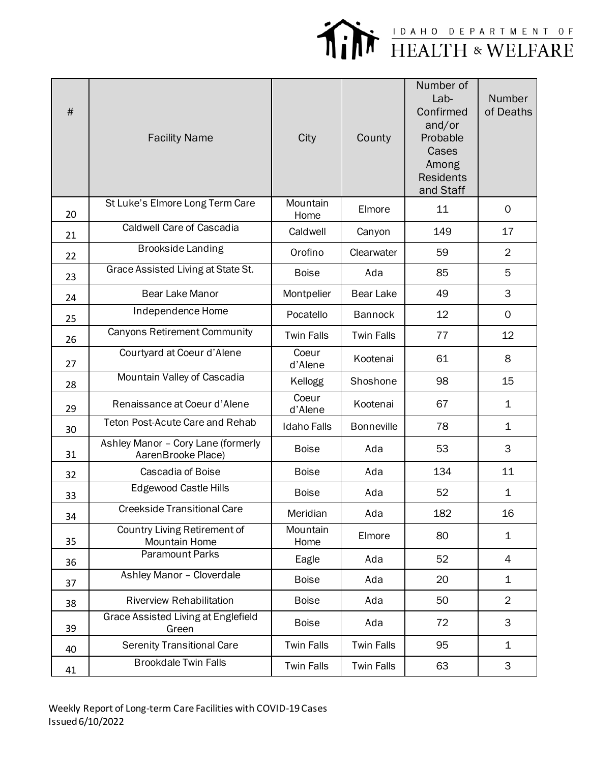| # | Facility Name | City | County | Number of Lab-Confirmed and/or Probable Cases Among Residents and Staff | Number of Deaths |
|---|---|---|---|---|---|
| 20 | St Luke's Elmore Long Term Care | Mountain Home | Elmore | 11 | 0 |
| 21 | Caldwell Care of Cascadia | Caldwell | Canyon | 149 | 17 |
| 22 | Brookside Landing | Orofino | Clearwater | 59 | 2 |
| 23 | Grace Assisted Living at State St. | Boise | Ada | 85 | 5 |
| 24 | Bear Lake Manor | Montpelier | Bear Lake | 49 | 3 |
| 25 | Independence Home | Pocatello | Bannock | 12 | 0 |
| 26 | Canyons Retirement Community | Twin Falls | Twin Falls | 77 | 12 |
| 27 | Courtyard at Coeur d'Alene | Coeur d'Alene | Kootenai | 61 | 8 |
| 28 | Mountain Valley of Cascadia | Kellogg | Shoshone | 98 | 15 |
| 29 | Renaissance at Coeur d'Alene | Coeur d'Alene | Kootenai | 67 | 1 |
| 30 | Teton Post-Acute Care and Rehab | Idaho Falls | Bonneville | 78 | 1 |
| 31 | Ashley Manor – Cory Lane (formerly AarenBrooke Place) | Boise | Ada | 53 | 3 |
| 32 | Cascadia of Boise | Boise | Ada | 134 | 11 |
| 33 | Edgewood Castle Hills | Boise | Ada | 52 | 1 |
| 34 | Creekside Transitional Care | Meridian | Ada | 182 | 16 |
| 35 | Country Living Retirement of Mountain Home | Mountain Home | Elmore | 80 | 1 |
| 36 | Paramount Parks | Eagle | Ada | 52 | 4 |
| 37 | Ashley Manor – Cloverdale | Boise | Ada | 20 | 1 |
| 38 | Riverview Rehabilitation | Boise | Ada | 50 | 2 |
| 39 | Grace Assisted Living at Englefield Green | Boise | Ada | 72 | 3 |
| 40 | Serenity Transitional Care | Twin Falls | Twin Falls | 95 | 1 |
| 41 | Brookdale Twin Falls | Twin Falls | Twin Falls | 63 | 3 |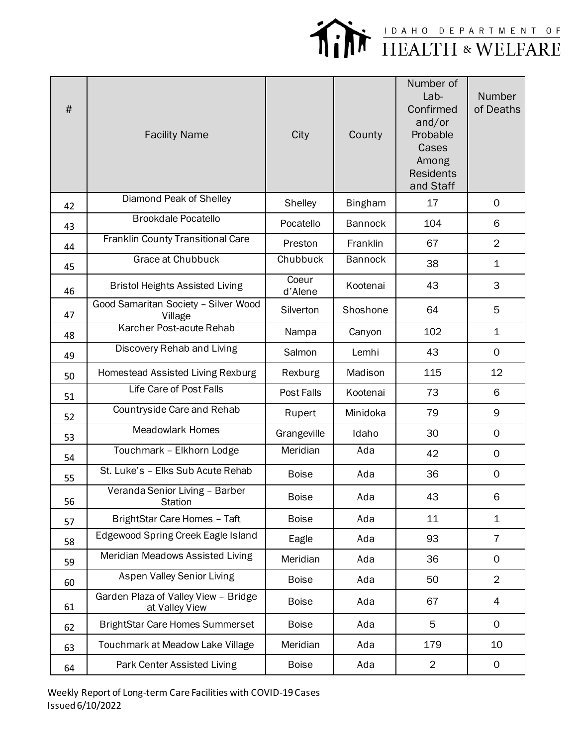| # | Facility Name | City | County | Number of Lab-Confirmed and/or Probable Cases Among Residents and Staff | Number of Deaths |
|---|---|---|---|---|---|
| 42 | Diamond Peak of Shelley | Shelley | Bingham | 17 | 0 |
| 43 | Brookdale Pocatello | Pocatello | Bannock | 104 | 6 |
| 44 | Franklin County Transitional Care | Preston | Franklin | 67 | 2 |
| 45 | Grace at Chubbuck | Chubbuck | Bannock | 38 | 1 |
| 46 | Bristol Heights Assisted Living | Coeur d'Alene | Kootenai | 43 | 3 |
| 47 | Good Samaritan Society – Silver Wood Village | Silverton | Shoshone | 64 | 5 |
| 48 | Karcher Post-acute Rehab | Nampa | Canyon | 102 | 1 |
| 49 | Discovery Rehab and Living | Salmon | Lemhi | 43 | 0 |
| 50 | Homestead Assisted Living Rexburg | Rexburg | Madison | 115 | 12 |
| 51 | Life Care of Post Falls | Post Falls | Kootenai | 73 | 6 |
| 52 | Countryside Care and Rehab | Rupert | Minidoka | 79 | 9 |
| 53 | Meadowlark Homes | Grangeville | Idaho | 30 | 0 |
| 54 | Touchmark – Elkhorn Lodge | Meridian | Ada | 42 | 0 |
| 55 | St. Luke's – Elks Sub Acute Rehab | Boise | Ada | 36 | 0 |
| 56 | Veranda Senior Living – Barber Station | Boise | Ada | 43 | 6 |
| 57 | BrightStar Care Homes – Taft | Boise | Ada | 11 | 1 |
| 58 | Edgewood Spring Creek Eagle Island | Eagle | Ada | 93 | 7 |
| 59 | Meridian Meadows Assisted Living | Meridian | Ada | 36 | 0 |
| 60 | Aspen Valley Senior Living | Boise | Ada | 50 | 2 |
| 61 | Garden Plaza of Valley View – Bridge at Valley View | Boise | Ada | 67 | 4 |
| 62 | BrightStar Care Homes Summerset | Boise | Ada | 5 | 0 |
| 63 | Touchmark at Meadow Lake Village | Meridian | Ada | 179 | 10 |
| 64 | Park Center Assisted Living | Boise | Ada | 2 | 0 |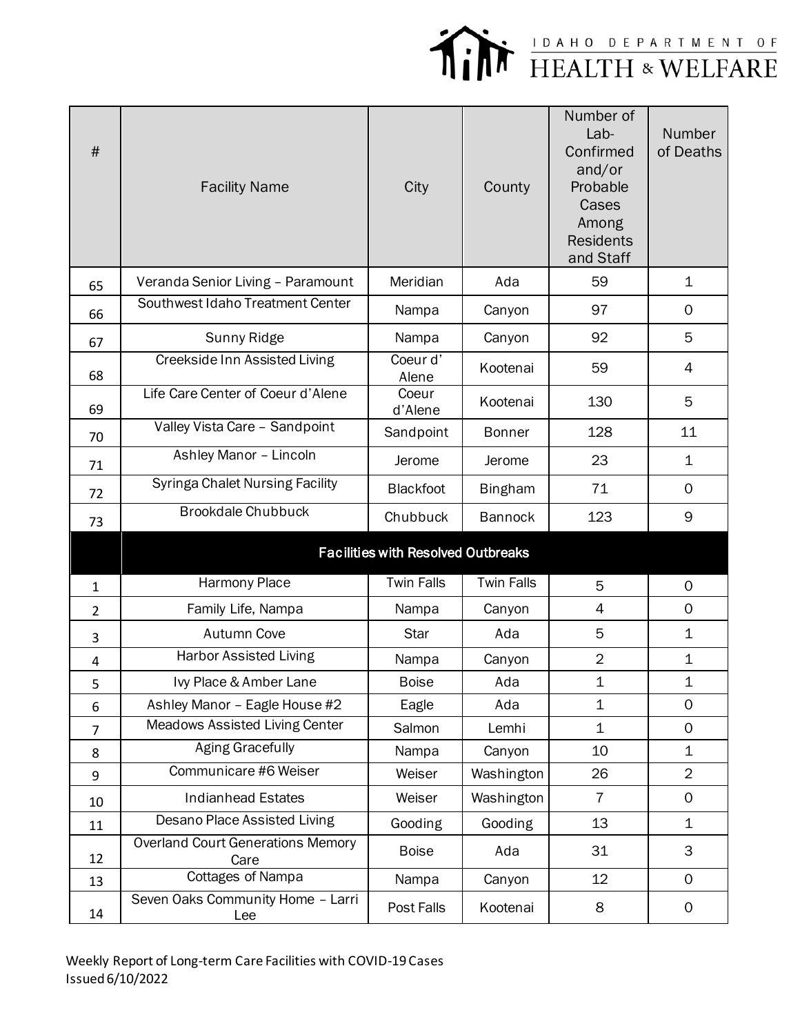| # | Facility Name | City | County | Number of Lab-Confirmed and/or Probable Cases Among Residents and Staff | Number of Deaths |
|---|---|---|---|---|---|
| 65 | Veranda Senior Living – Paramount | Meridian | Ada | 59 | 1 |
| 66 | Southwest Idaho Treatment Center | Nampa | Canyon | 97 | 0 |
| 67 | Sunny Ridge | Nampa | Canyon | 92 | 5 |
| 68 | Creekside Inn Assisted Living | Coeur d' Alene | Kootenai | 59 | 4 |
| 69 | Life Care Center of Coeur d'Alene | Coeur d'Alene | Kootenai | 130 | 5 |
| 70 | Valley Vista Care – Sandpoint | Sandpoint | Bonner | 128 | 11 |
| 71 | Ashley Manor – Lincoln | Jerome | Jerome | 23 | 1 |
| 72 | Syringa Chalet Nursing Facility | Blackfoot | Bingham | 71 | 0 |
| 73 | Brookdale Chubbuck | Chubbuck | Bannock | 123 | 9 |
| | **Facilities with Resolved Outbreaks** | | | | |
| 1 | Harmony Place | Twin Falls | Twin Falls | 5 | 0 |
| 2 | Family Life, Nampa | Nampa | Canyon | 4 | 0 |
| 3 | Autumn Cove | Star | Ada | 5 | 1 |
| 4 | Harbor Assisted Living | Nampa | Canyon | 2 | 1 |
| 5 | Ivy Place & Amber Lane | Boise | Ada | 1 | 1 |
| 6 | Ashley Manor – Eagle House #2 | Eagle | Ada | 1 | 0 |
| 7 | Meadows Assisted Living Center | Salmon | Lemhi | 1 | 0 |
| 8 | Aging Gracefully | Nampa | Canyon | 10 | 1 |
| 9 | Communicare #6 Weiser | Weiser | Washington | 26 | 2 |
| 10 | Indianhead Estates | Weiser | Washington | 7 | 0 |
| 11 | Desano Place Assisted Living | Gooding | Gooding | 13 | 1 |
| 12 | Overland Court Generations Memory Care | Boise | Ada | 31 | 3 |
| 13 | Cottages of Nampa | Nampa | Canyon | 12 | 0 |
| 14 | Seven Oaks Community Home – Larri Lee | Post Falls | Kootenai | 8 | 0 |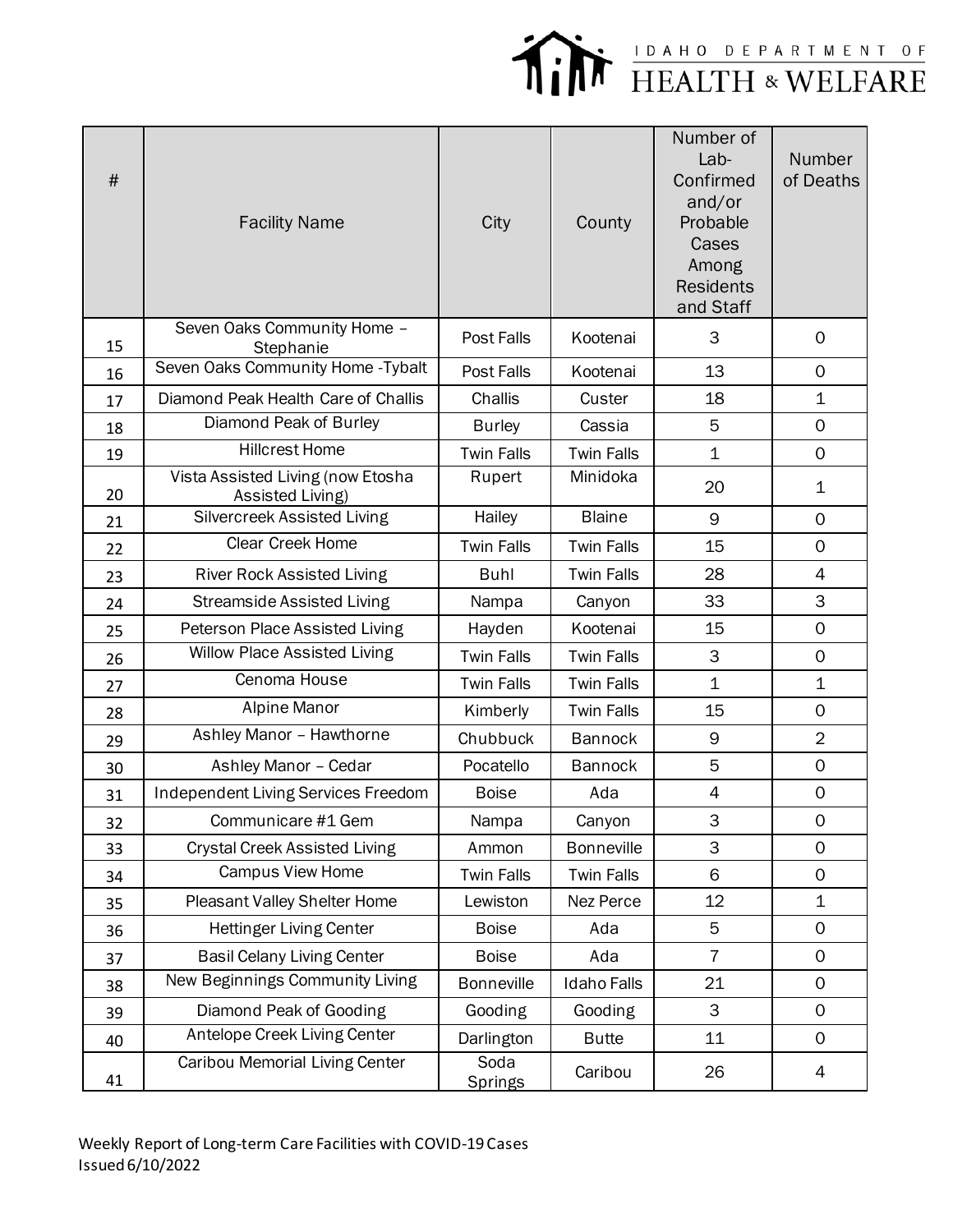| # | Facility Name | City | County | Number of Lab-Confirmed and/or Probable Cases Among Residents and Staff | Number of Deaths |
|---|---|---|---|---|---|
| 15 | Seven Oaks Community Home – Stephanie | Post Falls | Kootenai | 3 | 0 |
| 16 | Seven Oaks Community Home -Tybalt | Post Falls | Kootenai | 13 | 0 |
| 17 | Diamond Peak Health Care of Challis | Challis | Custer | 18 | 1 |
| 18 | Diamond Peak of Burley | Burley | Cassia | 5 | 0 |
| 19 | Hillcrest Home | Twin Falls | Twin Falls | 1 | 0 |
| 20 | Vista Assisted Living (now Etosha Assisted Living) | Rupert | Minidoka | 20 | 1 |
| 21 | Silvercreek Assisted Living | Hailey | Blaine | 9 | 0 |
| 22 | Clear Creek Home | Twin Falls | Twin Falls | 15 | 0 |
| 23 | River Rock Assisted Living | Buhl | Twin Falls | 28 | 4 |
| 24 | Streamside Assisted Living | Nampa | Canyon | 33 | 3 |
| 25 | Peterson Place Assisted Living | Hayden | Kootenai | 15 | 0 |
| 26 | Willow Place Assisted Living | Twin Falls | Twin Falls | 3 | 0 |
| 27 | Cenoma House | Twin Falls | Twin Falls | 1 | 1 |
| 28 | Alpine Manor | Kimberly | Twin Falls | 15 | 0 |
| 29 | Ashley Manor – Hawthorne | Chubbuck | Bannock | 9 | 2 |
| 30 | Ashley Manor – Cedar | Pocatello | Bannock | 5 | 0 |
| 31 | Independent Living Services Freedom | Boise | Ada | 4 | 0 |
| 32 | Communicare #1 Gem | Nampa | Canyon | 3 | 0 |
| 33 | Crystal Creek Assisted Living | Ammon | Bonneville | 3 | 0 |
| 34 | Campus View Home | Twin Falls | Twin Falls | 6 | 0 |
| 35 | Pleasant Valley Shelter Home | Lewiston | Nez Perce | 12 | 1 |
| 36 | Hettinger Living Center | Boise | Ada | 5 | 0 |
| 37 | Basil Celany Living Center | Boise | Ada | 7 | 0 |
| 38 | New Beginnings Community Living | Bonneville | Idaho Falls | 21 | 0 |
| 39 | Diamond Peak of Gooding | Gooding | Gooding | 3 | 0 |
| 40 | Antelope Creek Living Center | Darlington | Butte | 11 | 0 |
| 41 | Caribou Memorial Living Center | Soda Springs | Caribou | 26 | 4 |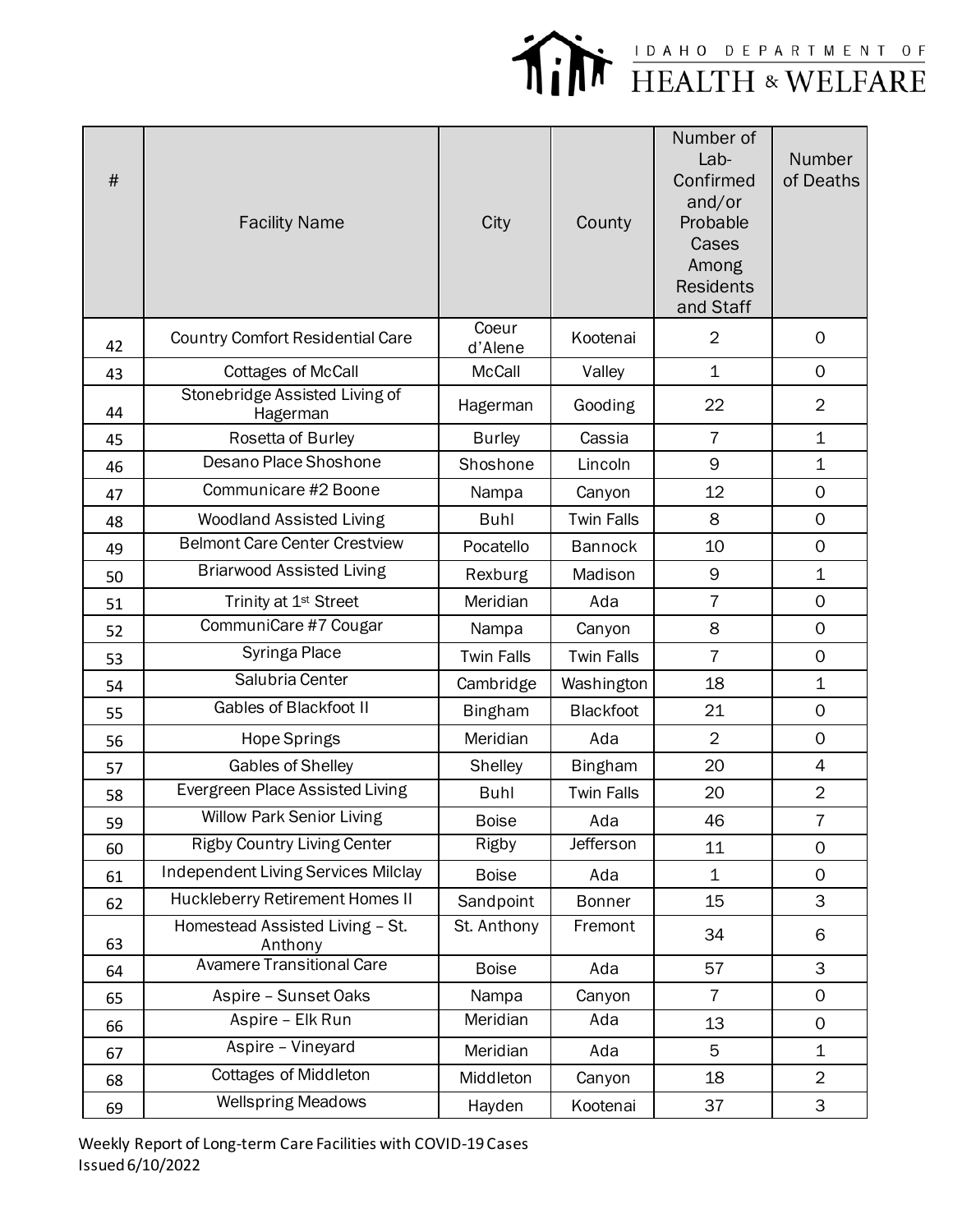| # | Facility Name | City | County | Number of Lab-Confirmed and/or Probable Cases Among Residents and Staff | Number of Deaths |
|---|---|---|---|---|---|
| 42 | Country Comfort Residential Care | Coeur d'Alene | Kootenai | 2 | 0 |
| 43 | Cottages of McCall | McCall | Valley | 1 | 0 |
| 44 | Stonebridge Assisted Living of Hagerman | Hagerman | Gooding | 22 | 2 |
| 45 | Rosetta of Burley | Burley | Cassia | 7 | 1 |
| 46 | Desano Place Shoshone | Shoshone | Lincoln | 9 | 1 |
| 47 | Communicare #2 Boone | Nampa | Canyon | 12 | 0 |
| 48 | Woodland Assisted Living | Buhl | Twin Falls | 8 | 0 |
| 49 | Belmont Care Center Crestview | Pocatello | Bannock | 10 | 0 |
| 50 | Briarwood Assisted Living | Rexburg | Madison | 9 | 1 |
| 51 | Trinity at 1st Street | Meridian | Ada | 7 | 0 |
| 52 | CommuniCare #7 Cougar | Nampa | Canyon | 8 | 0 |
| 53 | Syringa Place | Twin Falls | Twin Falls | 7 | 0 |
| 54 | Salubria Center | Cambridge | Washington | 18 | 1 |
| 55 | Gables of Blackfoot II | Bingham | Blackfoot | 21 | 0 |
| 56 | Hope Springs | Meridian | Ada | 2 | 0 |
| 57 | Gables of Shelley | Shelley | Bingham | 20 | 4 |
| 58 | Evergreen Place Assisted Living | Buhl | Twin Falls | 20 | 2 |
| 59 | Willow Park Senior Living | Boise | Ada | 46 | 7 |
| 60 | Rigby Country Living Center | Rigby | Jefferson | 11 | 0 |
| 61 | Independent Living Services Milclay | Boise | Ada | 1 | 0 |
| 62 | Huckleberry Retirement Homes II | Sandpoint | Bonner | 15 | 3 |
| 63 | Homestead Assisted Living – St. Anthony | St. Anthony | Fremont | 34 | 6 |
| 64 | Avamere Transitional Care | Boise | Ada | 57 | 3 |
| 65 | Aspire – Sunset Oaks | Nampa | Canyon | 7 | 0 |
| 66 | Aspire – Elk Run | Meridian | Ada | 13 | 0 |
| 67 | Aspire – Vineyard | Meridian | Ada | 5 | 1 |
| 68 | Cottages of Middleton | Middleton | Canyon | 18 | 2 |
| 69 | Wellspring Meadows | Hayden | Kootenai | 37 | 3 |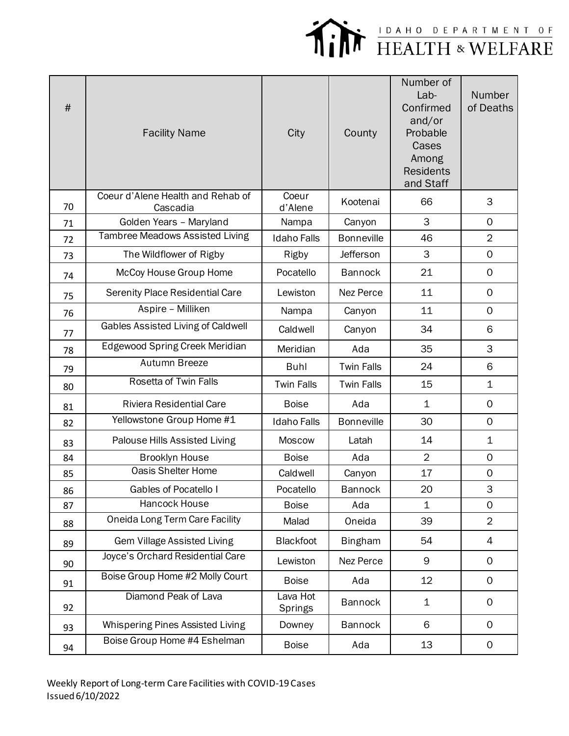| # | Facility Name | City | County | Number of Lab-Confirmed and/or Probable Cases Among Residents and Staff | Number of Deaths |
|---|---|---|---|---|---|
| 70 | Coeur d'Alene Health and Rehab of Cascadia | Coeur d'Alene | Kootenai | 66 | 3 |
| 71 | Golden Years – Maryland | Nampa | Canyon | 3 | 0 |
| 72 | Tambree Meadows Assisted Living | Idaho Falls | Bonneville | 46 | 2 |
| 73 | The Wildflower of Rigby | Rigby | Jefferson | 3 | 0 |
| 74 | McCoy House Group Home | Pocatello | Bannock | 21 | 0 |
| 75 | Serenity Place Residential Care | Lewiston | Nez Perce | 11 | 0 |
| 76 | Aspire – Milliken | Nampa | Canyon | 11 | 0 |
| 77 | Gables Assisted Living of Caldwell | Caldwell | Canyon | 34 | 6 |
| 78 | Edgewood Spring Creek Meridian | Meridian | Ada | 35 | 3 |
| 79 | Autumn Breeze | Buhl | Twin Falls | 24 | 6 |
| 80 | Rosetta of Twin Falls | Twin Falls | Twin Falls | 15 | 1 |
| 81 | Riviera Residential Care | Boise | Ada | 1 | 0 |
| 82 | Yellowstone Group Home #1 | Idaho Falls | Bonneville | 30 | 0 |
| 83 | Palouse Hills Assisted Living | Moscow | Latah | 14 | 1 |
| 84 | Brooklyn House | Boise | Ada | 2 | 0 |
| 85 | Oasis Shelter Home | Caldwell | Canyon | 17 | 0 |
| 86 | Gables of Pocatello I | Pocatello | Bannock | 20 | 3 |
| 87 | Hancock House | Boise | Ada | 1 | 0 |
| 88 | Oneida Long Term Care Facility | Malad | Oneida | 39 | 2 |
| 89 | Gem Village Assisted Living | Blackfoot | Bingham | 54 | 4 |
| 90 | Joyce's Orchard Residential Care | Lewiston | Nez Perce | 9 | 0 |
| 91 | Boise Group Home #2 Molly Court | Boise | Ada | 12 | 0 |
| 92 | Diamond Peak of Lava | Lava Hot Springs | Bannock | 1 | 0 |
| 93 | Whispering Pines Assisted Living | Downey | Bannock | 6 | 0 |
| 94 | Boise Group Home #4 Eshelman | Boise | Ada | 13 | 0 |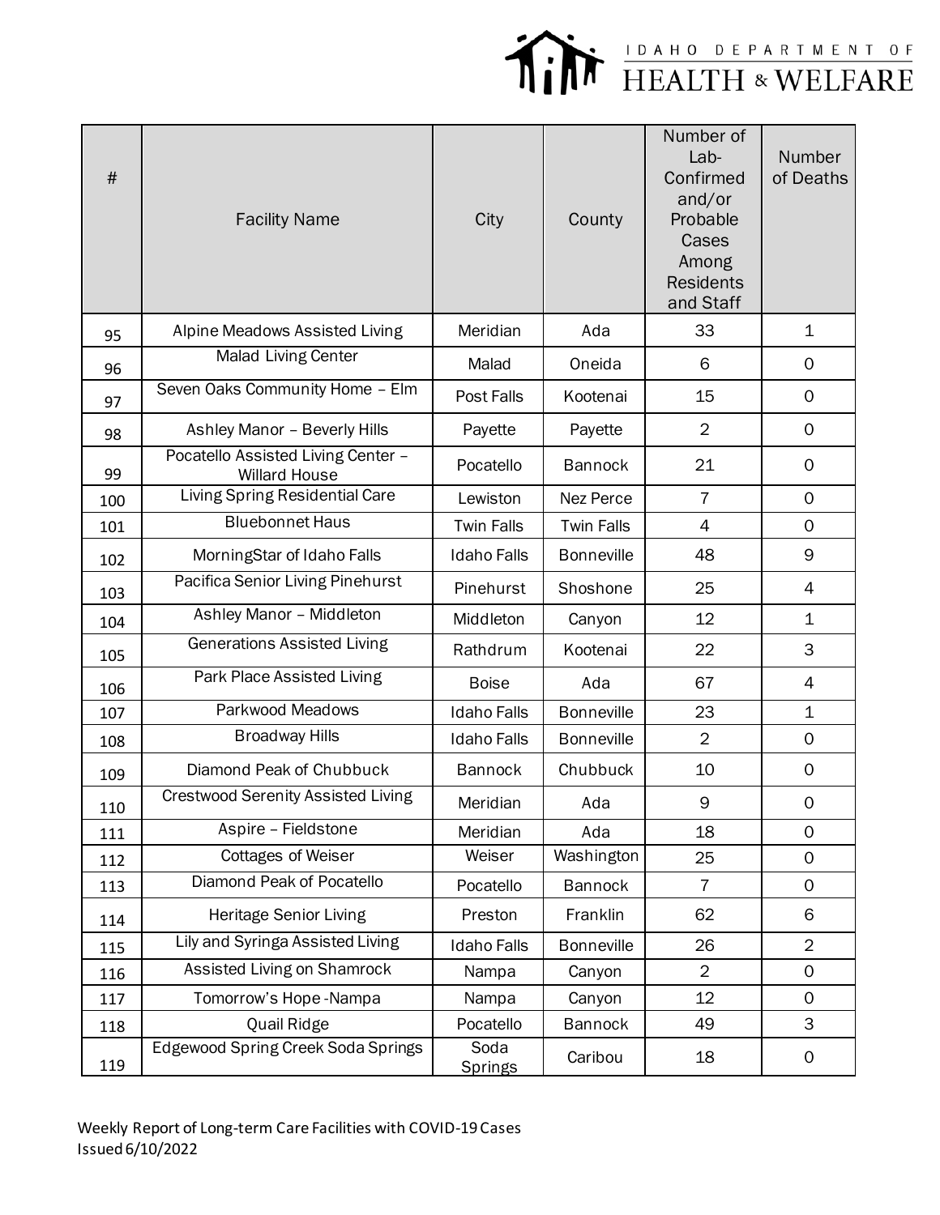| # | Facility Name | City | County | Number of Lab-Confirmed and/or Probable Cases Among Residents and Staff | Number of Deaths |
|---|---|---|---|---|---|
| 95 | Alpine Meadows Assisted Living | Meridian | Ada | 33 | 1 |
| 96 | Malad Living Center | Malad | Oneida | 6 | 0 |
| 97 | Seven Oaks Community Home – Elm | Post Falls | Kootenai | 15 | 0 |
| 98 | Ashley Manor – Beverly Hills | Payette | Payette | 2 | 0 |
| 99 | Pocatello Assisted Living Center – Willard House | Pocatello | Bannock | 21 | 0 |
| 100 | Living Spring Residential Care | Lewiston | Nez Perce | 7 | 0 |
| 101 | Bluebonnet Haus | Twin Falls | Twin Falls | 4 | 0 |
| 102 | MorningStar of Idaho Falls | Idaho Falls | Bonneville | 48 | 9 |
| 103 | Pacifica Senior Living Pinehurst | Pinehurst | Shoshone | 25 | 4 |
| 104 | Ashley Manor – Middleton | Middleton | Canyon | 12 | 1 |
| 105 | Generations Assisted Living | Rathdrum | Kootenai | 22 | 3 |
| 106 | Park Place Assisted Living | Boise | Ada | 67 | 4 |
| 107 | Parkwood Meadows | Idaho Falls | Bonneville | 23 | 1 |
| 108 | Broadway Hills | Idaho Falls | Bonneville | 2 | 0 |
| 109 | Diamond Peak of Chubbuck | Bannock | Chubbuck | 10 | 0 |
| 110 | Crestwood Serenity Assisted Living | Meridian | Ada | 9 | 0 |
| 111 | Aspire – Fieldstone | Meridian | Ada | 18 | 0 |
| 112 | Cottages of Weiser | Weiser | Washington | 25 | 0 |
| 113 | Diamond Peak of Pocatello | Pocatello | Bannock | 7 | 0 |
| 114 | Heritage Senior Living | Preston | Franklin | 62 | 6 |
| 115 | Lily and Syringa Assisted Living | Idaho Falls | Bonneville | 26 | 2 |
| 116 | Assisted Living on Shamrock | Nampa | Canyon | 2 | 0 |
| 117 | Tomorrow's Hope -Nampa | Nampa | Canyon | 12 | 0 |
| 118 | Quail Ridge | Pocatello | Bannock | 49 | 3 |
| 119 | Edgewood Spring Creek Soda Springs | Soda Springs | Caribou | 18 | 0 |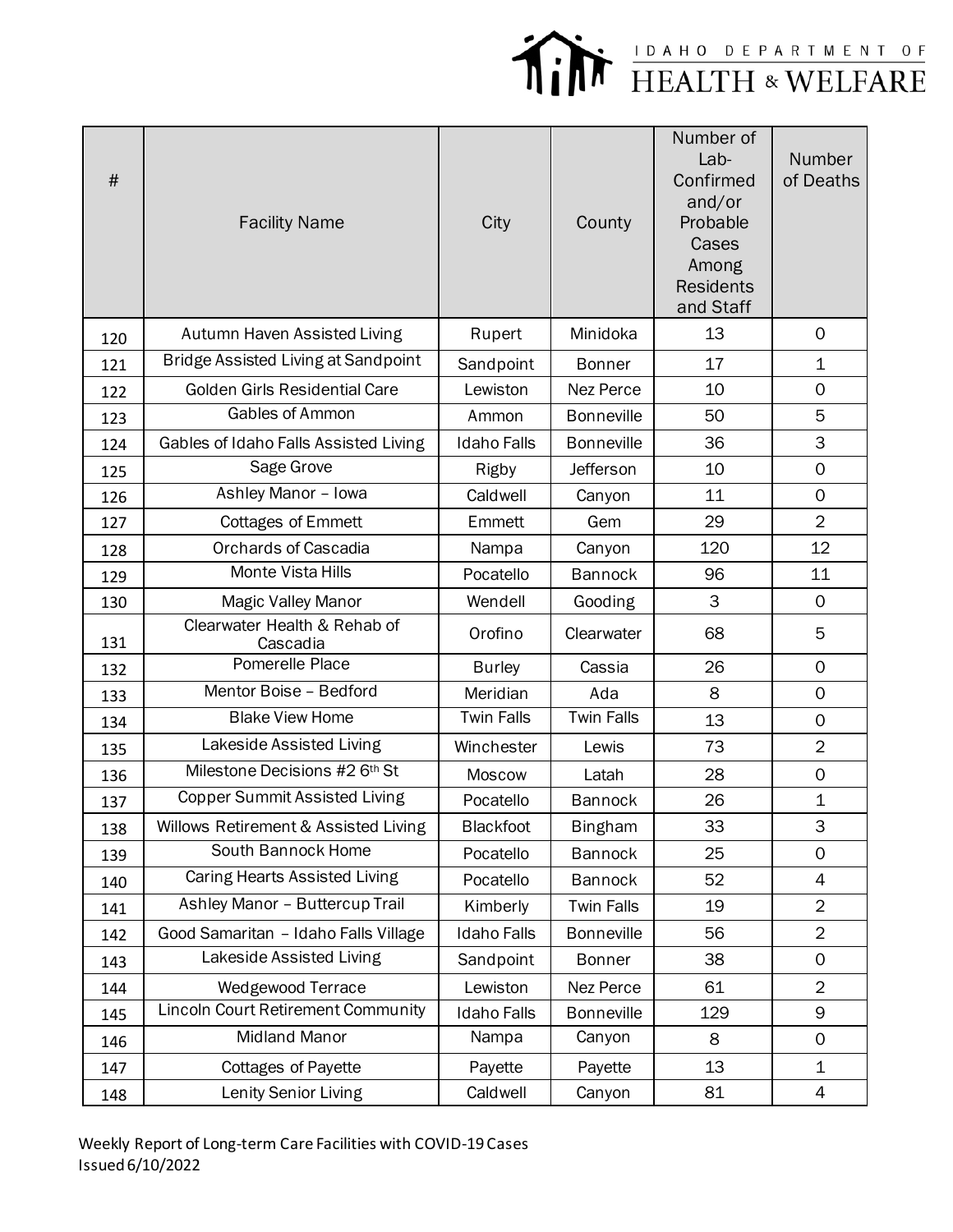| # | Facility Name | City | County | Number of Lab-Confirmed and/or Probable Cases Among Residents and Staff | Number of Deaths |
|---|---|---|---|---|---|
| 120 | Autumn Haven Assisted Living | Rupert | Minidoka | 13 | 0 |
| 121 | Bridge Assisted Living at Sandpoint | Sandpoint | Bonner | 17 | 1 |
| 122 | Golden Girls Residential Care | Lewiston | Nez Perce | 10 | 0 |
| 123 | Gables of Ammon | Ammon | Bonneville | 50 | 5 |
| 124 | Gables of Idaho Falls Assisted Living | Idaho Falls | Bonneville | 36 | 3 |
| 125 | Sage Grove | Rigby | Jefferson | 10 | 0 |
| 126 | Ashley Manor – Iowa | Caldwell | Canyon | 11 | 0 |
| 127 | Cottages of Emmett | Emmett | Gem | 29 | 2 |
| 128 | Orchards of Cascadia | Nampa | Canyon | 120 | 12 |
| 129 | Monte Vista Hills | Pocatello | Bannock | 96 | 11 |
| 130 | Magic Valley Manor | Wendell | Gooding | 3 | 0 |
| 131 | Clearwater Health & Rehab of Cascadia | Orofino | Clearwater | 68 | 5 |
| 132 | Pomerelle Place | Burley | Cassia | 26 | 0 |
| 133 | Mentor Boise – Bedford | Meridian | Ada | 8 | 0 |
| 134 | Blake View Home | Twin Falls | Twin Falls | 13 | 0 |
| 135 | Lakeside Assisted Living | Winchester | Lewis | 73 | 2 |
| 136 | Milestone Decisions #2 6th St | Moscow | Latah | 28 | 0 |
| 137 | Copper Summit Assisted Living | Pocatello | Bannock | 26 | 1 |
| 138 | Willows Retirement & Assisted Living | Blackfoot | Bingham | 33 | 3 |
| 139 | South Bannock Home | Pocatello | Bannock | 25 | 0 |
| 140 | Caring Hearts Assisted Living | Pocatello | Bannock | 52 | 4 |
| 141 | Ashley Manor – Buttercup Trail | Kimberly | Twin Falls | 19 | 2 |
| 142 | Good Samaritan – Idaho Falls Village | Idaho Falls | Bonneville | 56 | 2 |
| 143 | Lakeside Assisted Living | Sandpoint | Bonner | 38 | 0 |
| 144 | Wedgewood Terrace | Lewiston | Nez Perce | 61 | 2 |
| 145 | Lincoln Court Retirement Community | Idaho Falls | Bonneville | 129 | 9 |
| 146 | Midland Manor | Nampa | Canyon | 8 | 0 |
| 147 | Cottages of Payette | Payette | Payette | 13 | 1 |
| 148 | Lenity Senior Living | Caldwell | Canyon | 81 | 4 |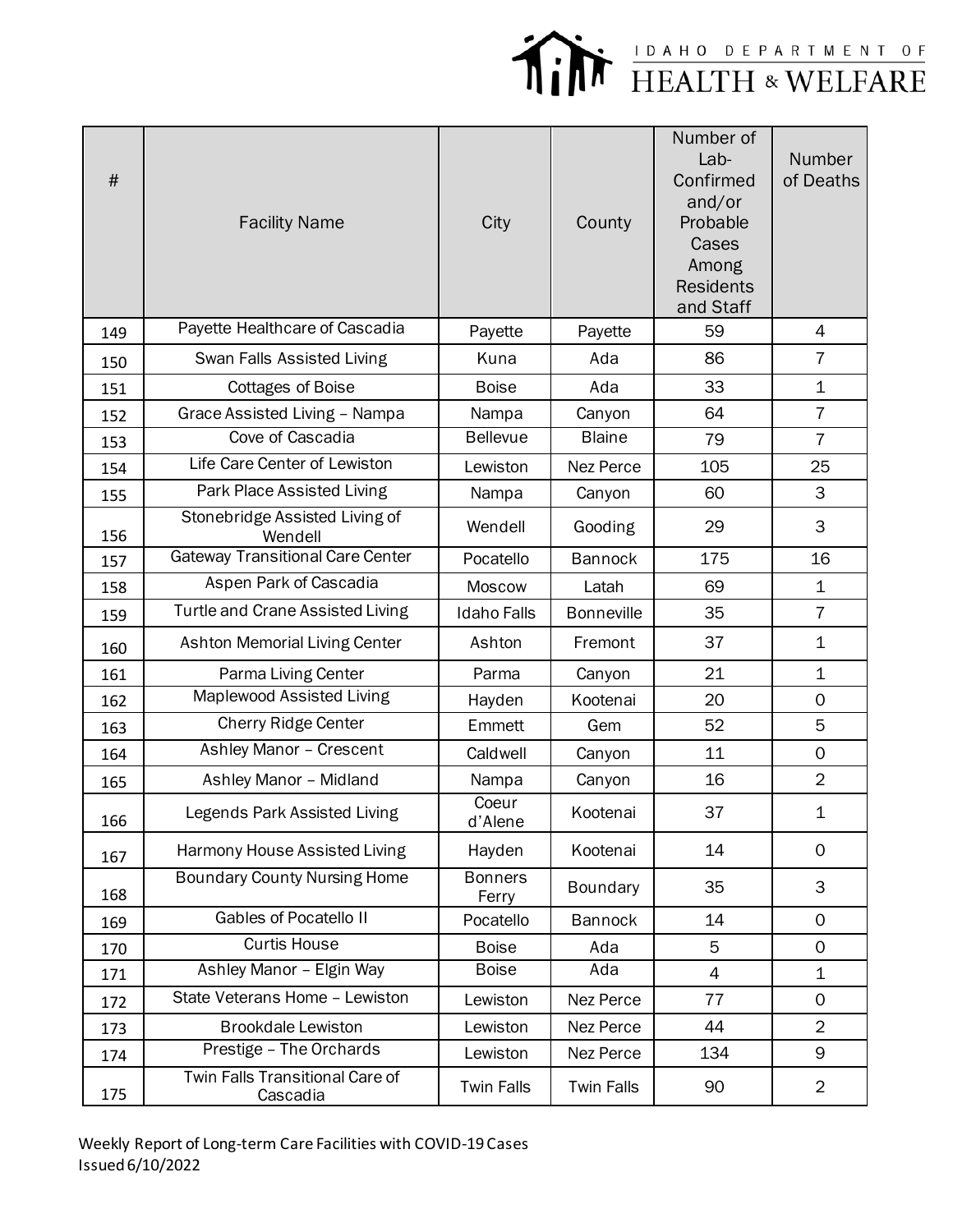| # | Facility Name | City | County | Number of Lab-Confirmed and/or Probable Cases Among Residents and Staff | Number of Deaths |
|---|---|---|---|---|---|
| 149 | Payette Healthcare of Cascadia | Payette | Payette | 59 | 4 |
| 150 | Swan Falls Assisted Living | Kuna | Ada | 86 | 7 |
| 151 | Cottages of Boise | Boise | Ada | 33 | 1 |
| 152 | Grace Assisted Living – Nampa | Nampa | Canyon | 64 | 7 |
| 153 | Cove of Cascadia | Bellevue | Blaine | 79 | 7 |
| 154 | Life Care Center of Lewiston | Lewiston | Nez Perce | 105 | 25 |
| 155 | Park Place Assisted Living | Nampa | Canyon | 60 | 3 |
| 156 | Stonebridge Assisted Living of Wendell | Wendell | Gooding | 29 | 3 |
| 157 | Gateway Transitional Care Center | Pocatello | Bannock | 175 | 16 |
| 158 | Aspen Park of Cascadia | Moscow | Latah | 69 | 1 |
| 159 | Turtle and Crane Assisted Living | Idaho Falls | Bonneville | 35 | 7 |
| 160 | Ashton Memorial Living Center | Ashton | Fremont | 37 | 1 |
| 161 | Parma Living Center | Parma | Canyon | 21 | 1 |
| 162 | Maplewood Assisted Living | Hayden | Kootenai | 20 | 0 |
| 163 | Cherry Ridge Center | Emmett | Gem | 52 | 5 |
| 164 | Ashley Manor – Crescent | Caldwell | Canyon | 11 | 0 |
| 165 | Ashley Manor – Midland | Nampa | Canyon | 16 | 2 |
| 166 | Legends Park Assisted Living | Coeur d'Alene | Kootenai | 37 | 1 |
| 167 | Harmony House Assisted Living | Hayden | Kootenai | 14 | 0 |
| 168 | Boundary County Nursing Home | Bonners Ferry | Boundary | 35 | 3 |
| 169 | Gables of Pocatello II | Pocatello | Bannock | 14 | 0 |
| 170 | Curtis House | Boise | Ada | 5 | 0 |
| 171 | Ashley Manor – Elgin Way | Boise | Ada | 4 | 1 |
| 172 | State Veterans Home – Lewiston | Lewiston | Nez Perce | 77 | 0 |
| 173 | Brookdale Lewiston | Lewiston | Nez Perce | 44 | 2 |
| 174 | Prestige – The Orchards | Lewiston | Nez Perce | 134 | 9 |
| 175 | Twin Falls Transitional Care of Cascadia | Twin Falls | Twin Falls | 90 | 2 |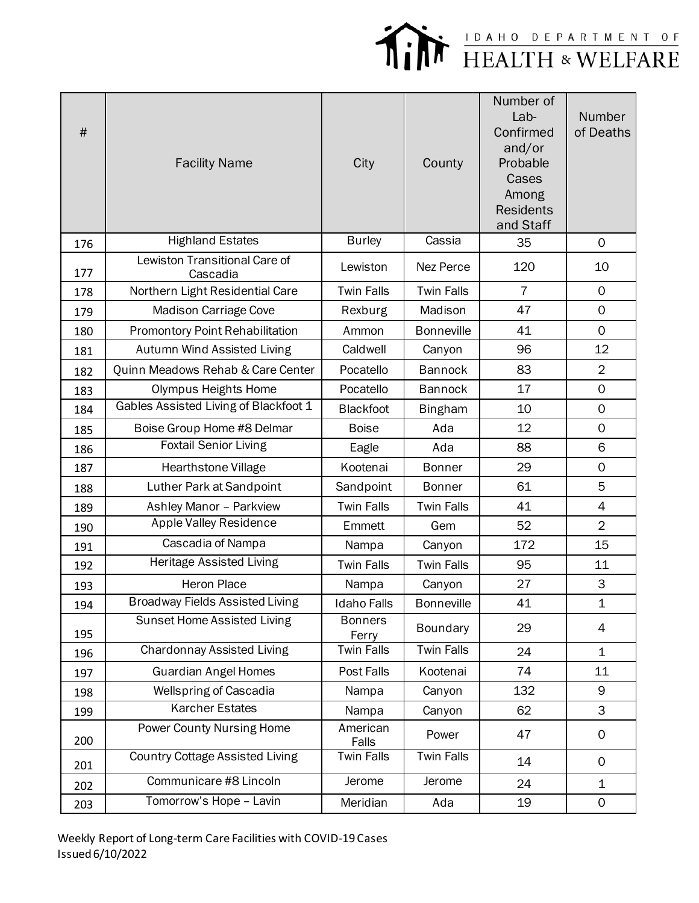| # | Facility Name | City | County | Number of Lab-Confirmed and/or Probable Cases Among Residents and Staff | Number of Deaths |
|---|---|---|---|---|---|
| 176 | Highland Estates | Burley | Cassia | 35 | 0 |
| 177 | Lewiston Transitional Care of Cascadia | Lewiston | Nez Perce | 120 | 10 |
| 178 | Northern Light Residential Care | Twin Falls | Twin Falls | 7 | 0 |
| 179 | Madison Carriage Cove | Rexburg | Madison | 47 | 0 |
| 180 | Promontory Point Rehabilitation | Ammon | Bonneville | 41 | 0 |
| 181 | Autumn Wind Assisted Living | Caldwell | Canyon | 96 | 12 |
| 182 | Quinn Meadows Rehab & Care Center | Pocatello | Bannock | 83 | 2 |
| 183 | Olympus Heights Home | Pocatello | Bannock | 17 | 0 |
| 184 | Gables Assisted Living of Blackfoot 1 | Blackfoot | Bingham | 10 | 0 |
| 185 | Boise Group Home #8 Delmar | Boise | Ada | 12 | 0 |
| 186 | Foxtail Senior Living | Eagle | Ada | 88 | 6 |
| 187 | Hearthstone Village | Kootenai | Bonner | 29 | 0 |
| 188 | Luther Park at Sandpoint | Sandpoint | Bonner | 61 | 5 |
| 189 | Ashley Manor – Parkview | Twin Falls | Twin Falls | 41 | 4 |
| 190 | Apple Valley Residence | Emmett | Gem | 52 | 2 |
| 191 | Cascadia of Nampa | Nampa | Canyon | 172 | 15 |
| 192 | Heritage Assisted Living | Twin Falls | Twin Falls | 95 | 11 |
| 193 | Heron Place | Nampa | Canyon | 27 | 3 |
| 194 | Broadway Fields Assisted Living | Idaho Falls | Bonneville | 41 | 1 |
| 195 | Sunset Home Assisted Living | Bonners Ferry | Boundary | 29 | 4 |
| 196 | Chardonnay Assisted Living | Twin Falls | Twin Falls | 24 | 1 |
| 197 | Guardian Angel Homes | Post Falls | Kootenai | 74 | 11 |
| 198 | Wellspring of Cascadia | Nampa | Canyon | 132 | 9 |
| 199 | Karcher Estates | Nampa | Canyon | 62 | 3 |
| 200 | Power County Nursing Home | American Falls | Power | 47 | 0 |
| 201 | Country Cottage Assisted Living | Twin Falls | Twin Falls | 14 | 0 |
| 202 | Communicare #8 Lincoln | Jerome | Jerome | 24 | 1 |
| 203 | Tomorrow's Hope – Lavin | Meridian | Ada | 19 | 0 |

Weekly Report of Long-term Care Facilities with COVID-19 Cases
Issued 6/10/2022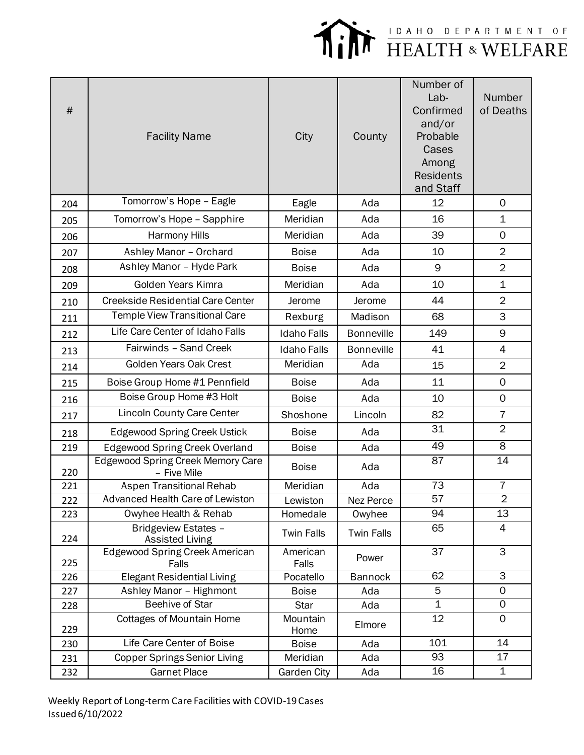| # | Facility Name | City | County | Number of Lab-Confirmed and/or Probable Cases Among Residents and Staff | Number of Deaths |
|---|---|---|---|---|---|
| 204 | Tomorrow's Hope – Eagle | Eagle | Ada | 12 | 0 |
| 205 | Tomorrow's Hope – Sapphire | Meridian | Ada | 16 | 1 |
| 206 | Harmony Hills | Meridian | Ada | 39 | 0 |
| 207 | Ashley Manor – Orchard | Boise | Ada | 10 | 2 |
| 208 | Ashley Manor – Hyde Park | Boise | Ada | 9 | 2 |
| 209 | Golden Years Kimra | Meridian | Ada | 10 | 1 |
| 210 | Creekside Residential Care Center | Jerome | Jerome | 44 | 2 |
| 211 | Temple View Transitional Care | Rexburg | Madison | 68 | 3 |
| 212 | Life Care Center of Idaho Falls | Idaho Falls | Bonneville | 149 | 9 |
| 213 | Fairwinds – Sand Creek | Idaho Falls | Bonneville | 41 | 4 |
| 214 | Golden Years Oak Crest | Meridian | Ada | 15 | 2 |
| 215 | Boise Group Home #1 Pennfield | Boise | Ada | 11 | 0 |
| 216 | Boise Group Home #3 Holt | Boise | Ada | 10 | 0 |
| 217 | Lincoln County Care Center | Shoshone | Lincoln | 82 | 7 |
| 218 | Edgewood Spring Creek Ustick | Boise | Ada | 31 | 2 |
| 219 | Edgewood Spring Creek Overland | Boise | Ada | 49 | 8 |
| 220 | Edgewood Spring Creek Memory Care – Five Mile | Boise | Ada | 87 | 14 |
| 221 | Aspen Transitional Rehab | Meridian | Ada | 73 | 7 |
| 222 | Advanced Health Care of Lewiston | Lewiston | Nez Perce | 57 | 2 |
| 223 | Owyhee Health & Rehab | Homedale | Owyhee | 94 | 13 |
| 224 | Bridgeview Estates – Assisted Living | Twin Falls | Twin Falls | 65 | 4 |
| 225 | Edgewood Spring Creek American Falls | American Falls | Power | 37 | 3 |
| 226 | Elegant Residential Living | Pocatello | Bannock | 62 | 3 |
| 227 | Ashley Manor – Highmont | Boise | Ada | 5 | 0 |
| 228 | Beehive of Star | Star | Ada | 1 | 0 |
| 229 | Cottages of Mountain Home | Mountain Home | Elmore | 12 | 0 |
| 230 | Life Care Center of Boise | Boise | Ada | 101 | 14 |
| 231 | Copper Springs Senior Living | Meridian | Ada | 93 | 17 |
| 232 | Garnet Place | Garden City | Ada | 16 | 1 |

Weekly Report of Long-term Care Facilities with COVID-19 Cases
Issued 6/10/2022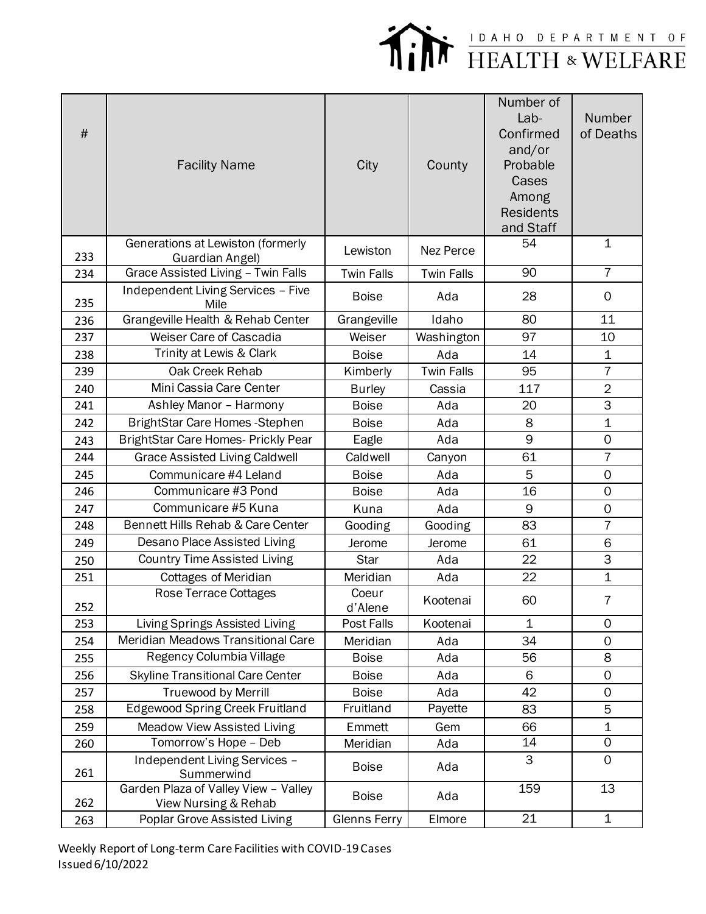IDAHO DEPARTMENT OF HEALTH & WELFARE

| # | Facility Name | City | County | Number of Lab-Confirmed and/or Probable Cases Among Residents and Staff | Number of Deaths |
|---|---|---|---|---|---|
| 233 | Generations at Lewiston (formerly Guardian Angel) | Lewiston | Nez Perce | 54 | 1 |
| 234 | Grace Assisted Living – Twin Falls | Twin Falls | Twin Falls | 90 | 7 |
| 235 | Independent Living Services – Five Mile | Boise | Ada | 28 | 0 |
| 236 | Grangeville Health & Rehab Center | Grangeville | Idaho | 80 | 11 |
| 237 | Weiser Care of Cascadia | Weiser | Washington | 97 | 10 |
| 238 | Trinity at Lewis & Clark | Boise | Ada | 14 | 1 |
| 239 | Oak Creek Rehab | Kimberly | Twin Falls | 95 | 7 |
| 240 | Mini Cassia Care Center | Burley | Cassia | 117 | 2 |
| 241 | Ashley Manor – Harmony | Boise | Ada | 20 | 3 |
| 242 | BrightStar Care Homes -Stephen | Boise | Ada | 8 | 1 |
| 243 | BrightStar Care Homes- Prickly Pear | Eagle | Ada | 9 | 0 |
| 244 | Grace Assisted Living Caldwell | Caldwell | Canyon | 61 | 7 |
| 245 | Communicare #4 Leland | Boise | Ada | 5 | 0 |
| 246 | Communicare #3 Pond | Boise | Ada | 16 | 0 |
| 247 | Communicare #5 Kuna | Kuna | Ada | 9 | 0 |
| 248 | Bennett Hills Rehab & Care Center | Gooding | Gooding | 83 | 7 |
| 249 | Desano Place Assisted Living | Jerome | Jerome | 61 | 6 |
| 250 | Country Time Assisted Living | Star | Ada | 22 | 3 |
| 251 | Cottages of Meridian | Meridian | Ada | 22 | 1 |
| 252 | Rose Terrace Cottages | Coeur d'Alene | Kootenai | 60 | 7 |
| 253 | Living Springs Assisted Living | Post Falls | Kootenai | 1 | 0 |
| 254 | Meridian Meadows Transitional Care | Meridian | Ada | 34 | 0 |
| 255 | Regency Columbia Village | Boise | Ada | 56 | 8 |
| 256 | Skyline Transitional Care Center | Boise | Ada | 6 | 0 |
| 257 | Truewood by Merrill | Boise | Ada | 42 | 0 |
| 258 | Edgewood Spring Creek Fruitland | Fruitland | Payette | 83 | 5 |
| 259 | Meadow View Assisted Living | Emmett | Gem | 66 | 1 |
| 260 | Tomorrow's Hope – Deb | Meridian | Ada | 14 | 0 |
| 261 | Independent Living Services – Summerwind | Boise | Ada | 3 | 0 |
| 262 | Garden Plaza of Valley View – Valley View Nursing & Rehab | Boise | Ada | 159 | 13 |
| 263 | Poplar Grove Assisted Living | Glenns Ferry | Elmore | 21 | 1 |

Weekly Report of Long-term Care Facilities with COVID-19 Cases
Issued 6/10/2022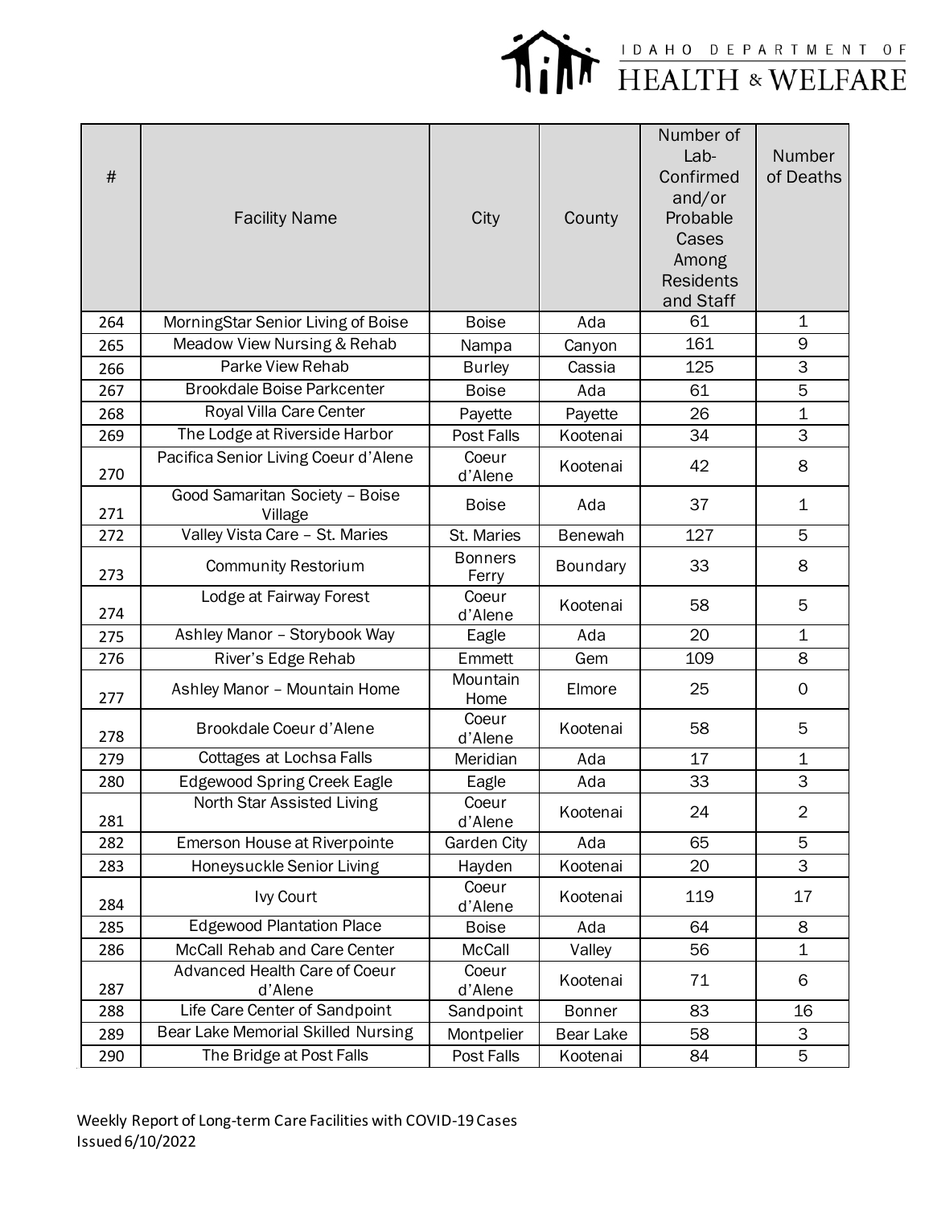| # | Facility Name | City | County | Number of Lab-Confirmed and/or Probable Cases Among Residents and Staff | Number of Deaths |
|---|---|---|---|---|---|
| 264 | MorningStar Senior Living of Boise | Boise | Ada | 61 | 1 |
| 265 | Meadow View Nursing & Rehab | Nampa | Canyon | 161 | 9 |
| 266 | Parke View Rehab | Burley | Cassia | 125 | 3 |
| 267 | Brookdale Boise Parkcenter | Boise | Ada | 61 | 5 |
| 268 | Royal Villa Care Center | Payette | Payette | 26 | 1 |
| 269 | The Lodge at Riverside Harbor | Post Falls | Kootenai | 34 | 3 |
| 270 | Pacifica Senior Living Coeur d'Alene | Coeur d'Alene | Kootenai | 42 | 8 |
| 271 | Good Samaritan Society – Boise Village | Boise | Ada | 37 | 1 |
| 272 | Valley Vista Care – St. Maries | St. Maries | Benewah | 127 | 5 |
| 273 | Community Restorium | Bonners Ferry | Boundary | 33 | 8 |
| 274 | Lodge at Fairway Forest | Coeur d'Alene | Kootenai | 58 | 5 |
| 275 | Ashley Manor – Storybook Way | Eagle | Ada | 20 | 1 |
| 276 | River's Edge Rehab | Emmett | Gem | 109 | 8 |
| 277 | Ashley Manor – Mountain Home | Mountain Home | Elmore | 25 | 0 |
| 278 | Brookdale Coeur d'Alene | Coeur d'Alene | Kootenai | 58 | 5 |
| 279 | Cottages at Lochsa Falls | Meridian | Ada | 17 | 1 |
| 280 | Edgewood Spring Creek Eagle | Eagle | Ada | 33 | 3 |
| 281 | North Star Assisted Living | Coeur d'Alene | Kootenai | 24 | 2 |
| 282 | Emerson House at Riverpointe | Garden City | Ada | 65 | 5 |
| 283 | Honeysuckle Senior Living | Hayden | Kootenai | 20 | 3 |
| 284 | Ivy Court | Coeur d'Alene | Kootenai | 119 | 17 |
| 285 | Edgewood Plantation Place | Boise | Ada | 64 | 8 |
| 286 | McCall Rehab and Care Center | McCall | Valley | 56 | 1 |
| 287 | Advanced Health Care of Coeur d'Alene | Coeur d'Alene | Kootenai | 71 | 6 |
| 288 | Life Care Center of Sandpoint | Sandpoint | Bonner | 83 | 16 |
| 289 | Bear Lake Memorial Skilled Nursing | Montpelier | Bear Lake | 58 | 3 |
| 290 | The Bridge at Post Falls | Post Falls | Kootenai | 84 | 5 |